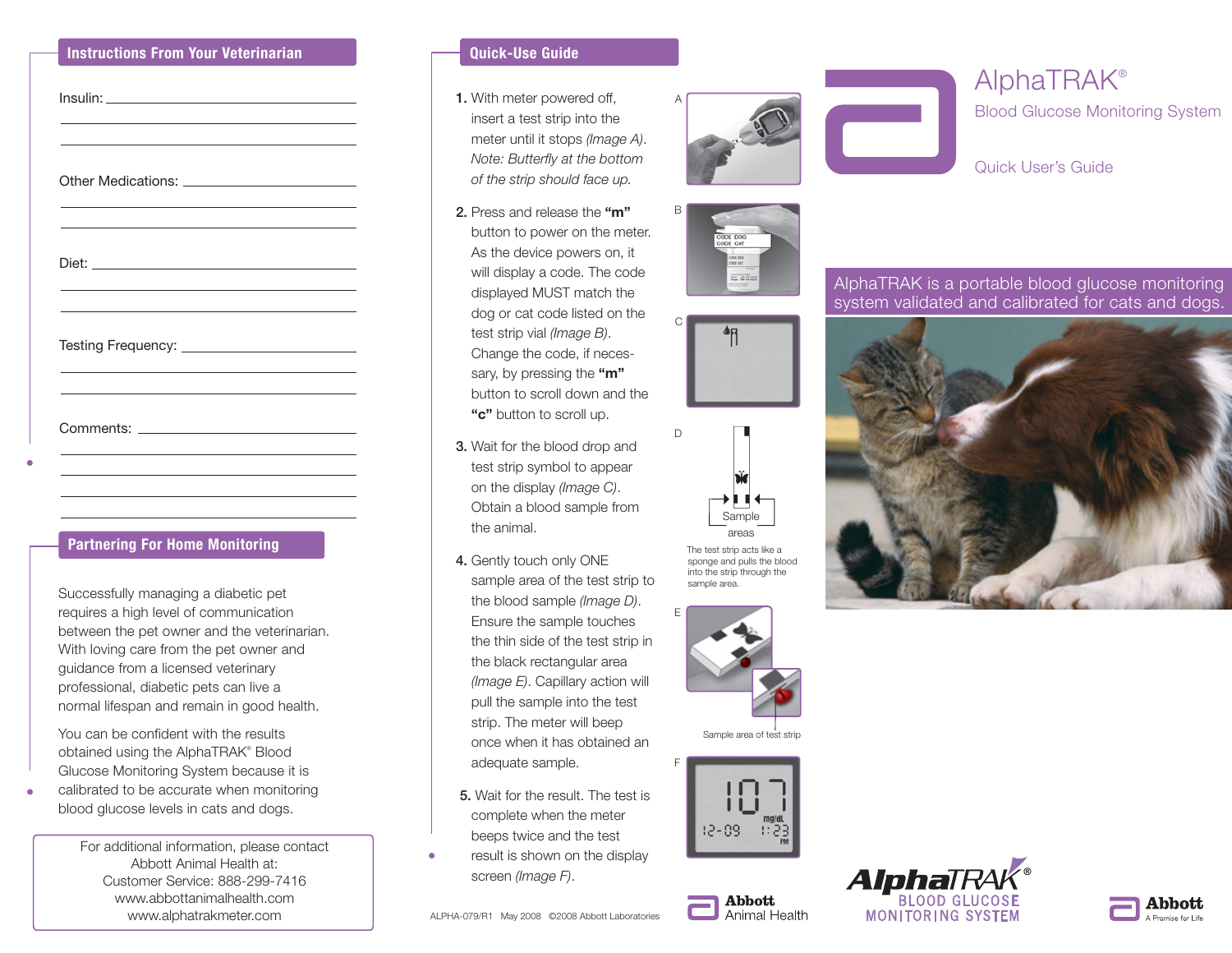## Instructions From Your Veterinarian

Insulin: ______________________________

______________________________

______________________________

Other Medications: ______________________________

______________________________

______________________________

Diet: ______________________________

______________________________

______________________________

Testing Frequency: ______________________________

______________________________

______________________________

Comments: ______________________________

______________________________

______________________________

______________________________

______________________________

## Partnering For Home Monitoring

Successfully managing a diabetic pet requires a high level of communication between the pet owner and the veterinarian. With loving care from the pet owner and guidance from a licensed veterinary professional, diabetic pets can live a normal lifespan and remain in good health.

You can be confident with the results obtained using the AlphaTRAK® Blood Glucose Monitoring System because it is calibrated to be accurate when monitoring blood glucose levels in cats and dogs.

For additional information, please contact
Abbott Animal Health at:
Customer Service: 888-299-7416
www.abbottanimalhealth.com
www.alphatrakmeter.com

## Quick-Use Guide

1. With meter powered off, insert a test strip into the meter until it stops *(Image A)*. *Note: Butterfly at the bottom of the strip should face up.*

2. Press and release the **"m"** button to power on the meter. As the device powers on, it will display a code. The code displayed MUST match the dog or cat code listed on the test strip vial *(Image B)*. Change the code, if necessary, by pressing the **"m"** button to scroll down and the **"c"** button to scroll up.

3. Wait for the blood drop and test strip symbol to appear on the display *(Image C)*. Obtain a blood sample from the animal.

4. Gently touch only ONE sample area of the test strip to the blood sample *(Image D)*. Ensure the sample touches the thin side of the test strip in the black rectangular area *(Image E)*. Capillary action will pull the sample into the test strip. The meter will beep once when it has obtained an adequate sample.

5. Wait for the result. The test is complete when the meter beeps twice and the test result is shown on the display screen *(Image F)*.

A

B

C

D

Sample areas

The test strip acts like a sponge and pulls the blood into the strip through the sample area.

E

Sample area of test strip

F

ALPHA-079/R1 May 2008 ©2008 Abbott Laboratories

Abbott Animal Health

# AlphaTRAK®

Blood Glucose Monitoring System

Quick User's Guide

AlphaTRAK is a portable blood glucose monitoring system validated and calibrated for cats and dogs.

AlphaTRAK® BLOOD GLUCOSE MONITORING SYSTEM

Abbott
A Promise for Life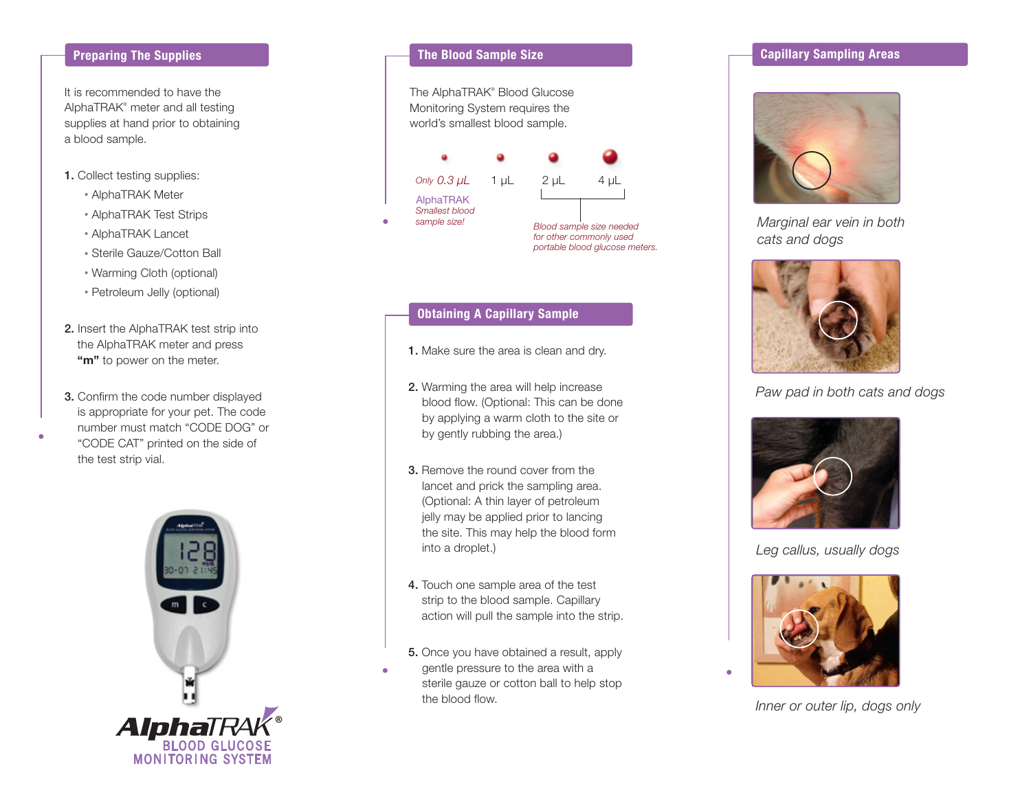## Preparing The Supplies

It is recommended to have the AlphaTRAK® meter and all testing supplies at hand prior to obtaining a blood sample.

**1.** Collect testing supplies:

- AlphaTRAK Meter
- AlphaTRAK Test Strips
- AlphaTRAK Lancet
- Sterile Gauze/Cotton Ball
- Warming Cloth (optional)
- Petroleum Jelly (optional)

**2.** Insert the AlphaTRAK test strip into the AlphaTRAK meter and press **"m"** to power on the meter.

**3.** Confirm the code number displayed is appropriate for your pet. The code number must match "CODE DOG" or "CODE CAT" printed on the side of the test strip vial.

AlphaTRAK®
BLOOD GLUCOSE
MONITORING SYSTEM

## The Blood Sample Size

The AlphaTRAK® Blood Glucose Monitoring System requires the world's smallest blood sample.

*Only 0.3 µL* 1 µL 2 µL 4 µL

AlphaTRAK
*Smallest blood sample size!*

*Blood sample size needed for other commonly used portable blood glucose meters.*

## Obtaining A Capillary Sample

**1.** Make sure the area is clean and dry.

**2.** Warming the area will help increase blood flow. (Optional: This can be done by applying a warm cloth to the site or by gently rubbing the area.)

**3.** Remove the round cover from the lancet and prick the sampling area. (Optional: A thin layer of petroleum jelly may be applied prior to lancing the site. This may help the blood form into a droplet.)

**4.** Touch one sample area of the test strip to the blood sample. Capillary action will pull the sample into the strip.

**5.** Once you have obtained a result, apply gentle pressure to the area with a sterile gauze or cotton ball to help stop the blood flow.

## Capillary Sampling Areas

*Marginal ear vein in both cats and dogs*

*Paw pad in both cats and dogs*

*Leg callus, usually dogs*

*Inner or outer lip, dogs only*